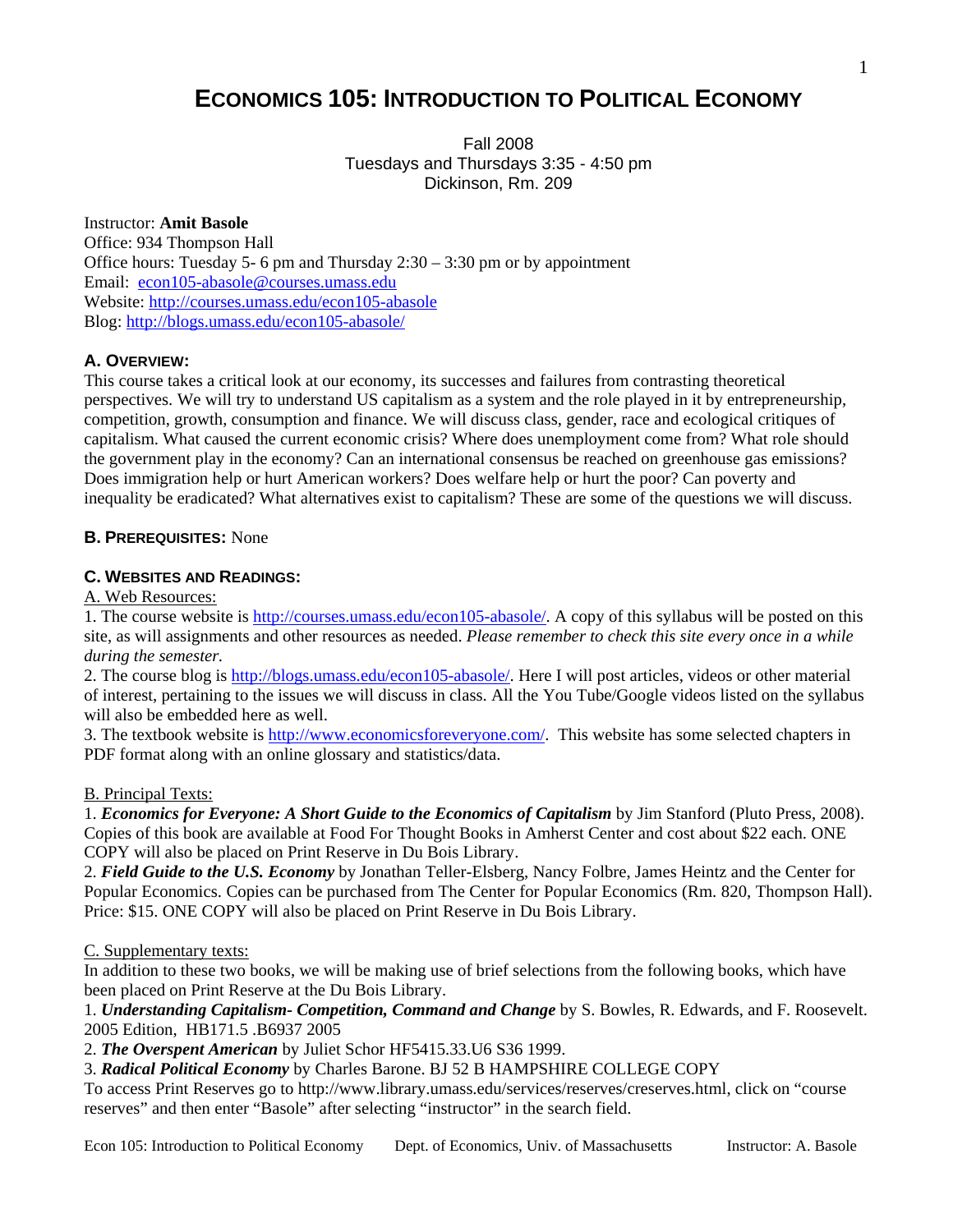# ECONOMICS 105: INTRODUCTION TO POLITICAL ECONOMY

Fall 2008
Tuesdays and Thursdays 3:35 - 4:50 pm
Dickinson, Rm. 209

Instructor: **Amit Basole**
Office: 934 Thompson Hall
Office hours: Tuesday 5- 6 pm and Thursday 2:30 – 3:30 pm or by appointment
Email: econ105-abasole@courses.umass.edu
Website: http://courses.umass.edu/econ105-abasole
Blog: http://blogs.umass.edu/econ105-abasole/

## A. OVERVIEW:

This course takes a critical look at our economy, its successes and failures from contrasting theoretical perspectives. We will try to understand US capitalism as a system and the role played in it by entrepreneurship, competition, growth, consumption and finance. We will discuss class, gender, race and ecological critiques of capitalism. What caused the current economic crisis? Where does unemployment come from? What role should the government play in the economy? Can an international consensus be reached on greenhouse gas emissions? Does immigration help or hurt American workers? Does welfare help or hurt the poor? Can poverty and inequality be eradicated? What alternatives exist to capitalism? These are some of the questions we will discuss.

## B. PREREQUISITES: None

## C. WEBSITES AND READINGS:

A. Web Resources:

1. The course website is http://courses.umass.edu/econ105-abasole/. A copy of this syllabus will be posted on this site, as will assignments and other resources as needed. *Please remember to check this site every once in a while during the semester.*
2. The course blog is http://blogs.umass.edu/econ105-abasole/. Here I will post articles, videos or other material of interest, pertaining to the issues we will discuss in class. All the You Tube/Google videos listed on the syllabus will also be embedded here as well.
3. The textbook website is http://www.economicsforeveryone.com/. This website has some selected chapters in PDF format along with an online glossary and statistics/data.

B. Principal Texts:

1. ***Economics for Everyone: A Short Guide to the Economics of Capitalism*** by Jim Stanford (Pluto Press, 2008). Copies of this book are available at Food For Thought Books in Amherst Center and cost about $22 each. ONE COPY will also be placed on Print Reserve in Du Bois Library.
2. ***Field Guide to the U.S. Economy*** by Jonathan Teller-Elsberg, Nancy Folbre, James Heintz and the Center for Popular Economics. Copies can be purchased from The Center for Popular Economics (Rm. 820, Thompson Hall). Price: $15. ONE COPY will also be placed on Print Reserve in Du Bois Library.

C. Supplementary texts:

In addition to these two books, we will be making use of brief selections from the following books, which have been placed on Print Reserve at the Du Bois Library.

1. ***Understanding Capitalism- Competition, Command and Change*** by S. Bowles, R. Edwards, and F. Roosevelt. 2005 Edition, HB171.5 .B6937 2005
2. ***The Overspent American*** by Juliet Schor HF5415.33.U6 S36 1999.
3. ***Radical Political Economy*** by Charles Barone. BJ 52 B HAMPSHIRE COLLEGE COPY

To access Print Reserves go to http://www.library.umass.edu/services/reserves/creserves.html, click on "course reserves" and then enter "Basole" after selecting "instructor" in the search field.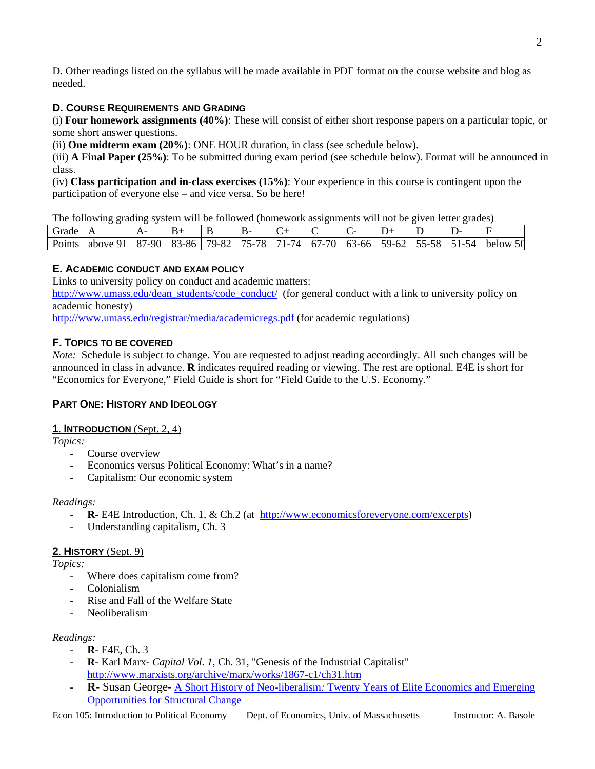D. Other readings listed on the syllabus will be made available in PDF format on the course website and blog as needed.

## D. Course Requirements and Grading

(i) **Four homework assignments (40%)**: These will consist of either short response papers on a particular topic, or some short answer questions.
(ii) **One midterm exam (20%)**: ONE HOUR duration, in class (see schedule below).
(iii) **A Final Paper (25%)**: To be submitted during exam period (see schedule below). Format will be announced in class.
(iv) **Class participation and in-class exercises (15%)**: Your experience in this course is contingent upon the participation of everyone else – and vice versa. So be here!

The following grading system will be followed (homework assignments will not be given letter grades)

| Grade | A | A- | B+ | B | B- | C+ | C | C- | D+ | D | D- | F |
|---|---|---|---|---|---|---|---|---|---|---|---|---|
| Points | above 91 | 87-90 | 83-86 | 79-82 | 75-78 | 71-74 | 67-70 | 63-66 | 59-62 | 55-58 | 51-54 | below 50 |

## E. Academic Conduct and Exam Policy

Links to university policy on conduct and academic matters:
http://www.umass.edu/dean_students/code_conduct/ (for general conduct with a link to university policy on academic honesty)
http://www.umass.edu/registrar/media/academicregs.pdf (for academic regulations)

## F. Topics to be Covered

*Note:* Schedule is subject to change. You are requested to adjust reading accordingly. All such changes will be announced in class in advance. **R** indicates required reading or viewing. The rest are optional. E4E is short for "Economics for Everyone," Field Guide is short for "Field Guide to the U.S. Economy."

### Part One: History and Ideology

#### 1. Introduction (Sept. 2, 4)

*Topics:*

- Course overview
- Economics versus Political Economy: What's in a name?
- Capitalism: Our economic system

*Readings:*

- **R**- E4E Introduction, Ch. 1, & Ch.2 (at http://www.economicsforeveryone.com/excerpts)
- Understanding capitalism, Ch. 3

#### 2. History (Sept. 9)

*Topics:*

- Where does capitalism come from?
- Colonialism
- Rise and Fall of the Welfare State
- Neoliberalism

*Readings:*

- **R**- E4E, Ch. 3
- **R**- Karl Marx- *Capital Vol. 1*, Ch. 31, "Genesis of the Industrial Capitalist" http://www.marxists.org/archive/marx/works/1867-c1/ch31.htm
- **R**- Susan George- A Short History of Neo-liberalism: Twenty Years of Elite Economics and Emerging Opportunities for Structural Change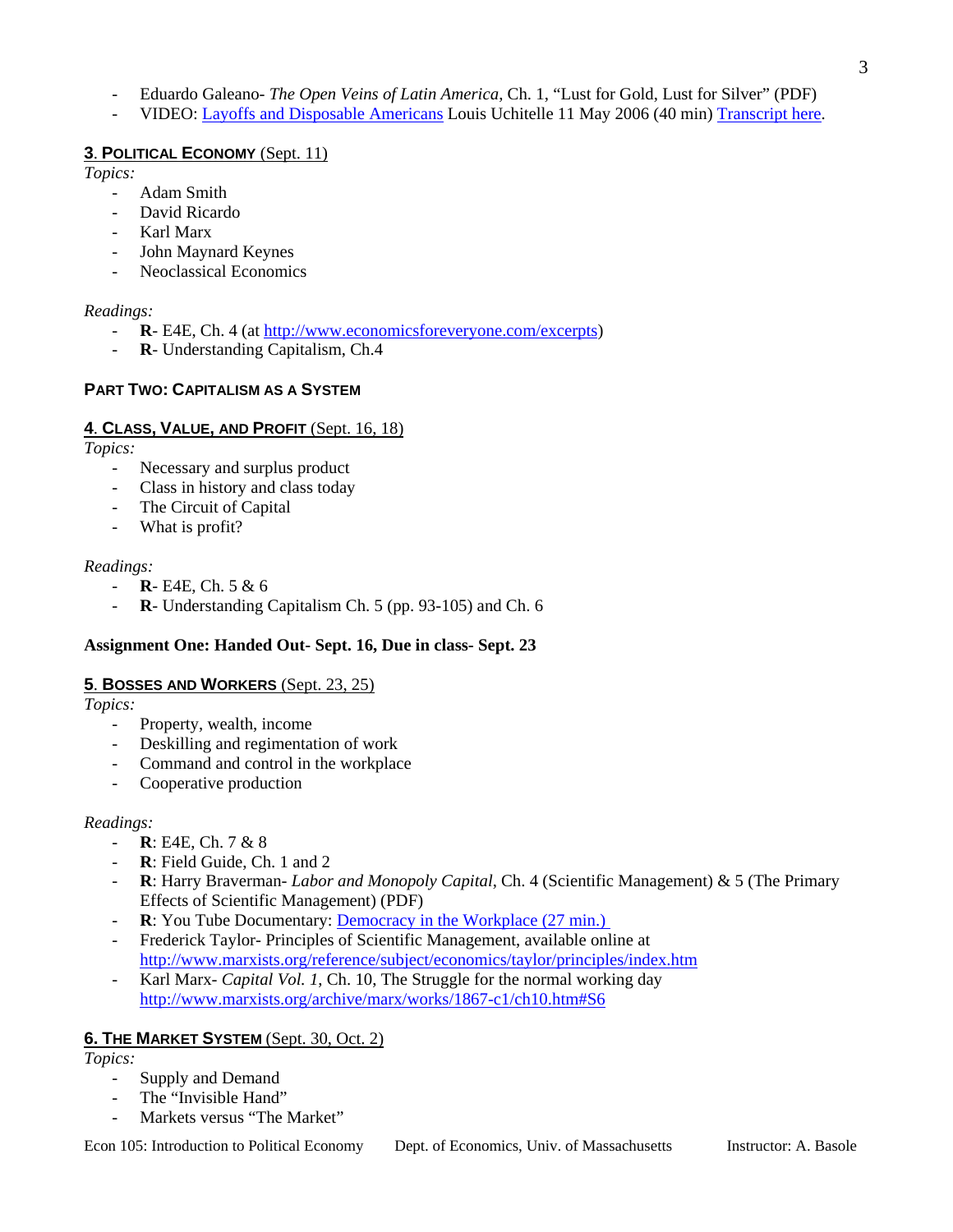- Eduardo Galeano- *The Open Veins of Latin America*, Ch. 1, "Lust for Gold, Lust for Silver" (PDF)
- VIDEO: [Layoffs and Disposable Americans]() Louis Uchitelle 11 May 2006 (40 min) [Transcript here]().

### **3. POLITICAL ECONOMY** (Sept. 11)

*Topics:*

- Adam Smith
- David Ricardo
- Karl Marx
- John Maynard Keynes
- Neoclassical Economics

*Readings:*

- **R**- E4E, Ch. 4 (at http://www.economicsforeveryone.com/excerpts)
- **R**- Understanding Capitalism, Ch.4

## **PART TWO: CAPITALISM AS A SYSTEM**

### **4. CLASS, VALUE, AND PROFIT** (Sept. 16, 18)

*Topics:*

- Necessary and surplus product
- Class in history and class today
- The Circuit of Capital
- What is profit?

*Readings:*

- **R**- E4E, Ch. 5 & 6
- **R**- Understanding Capitalism Ch. 5 (pp. 93-105) and Ch. 6

**Assignment One: Handed Out- Sept. 16, Due in class- Sept. 23**

### **5. BOSSES AND WORKERS** (Sept. 23, 25)

*Topics:*

- Property, wealth, income
- Deskilling and regimentation of work
- Command and control in the workplace
- Cooperative production

*Readings:*

- **R**: E4E, Ch. 7 & 8
- **R**: Field Guide, Ch. 1 and 2
- **R**: Harry Braverman- *Labor and Monopoly Capital*, Ch. 4 (Scientific Management) & 5 (The Primary Effects of Scientific Management) (PDF)
- **R**: You Tube Documentary: [Democracy in the Workplace (27 min.)]()
- Frederick Taylor- Principles of Scientific Management, available online at http://www.marxists.org/reference/subject/economics/taylor/principles/index.htm
- Karl Marx- *Capital Vol. 1*, Ch. 10, The Struggle for the normal working day http://www.marxists.org/archive/marx/works/1867-c1/ch10.htm#S6

### **6. THE MARKET SYSTEM** (Sept. 30, Oct. 2)

*Topics:*

- Supply and Demand
- The "Invisible Hand"
- Markets versus "The Market"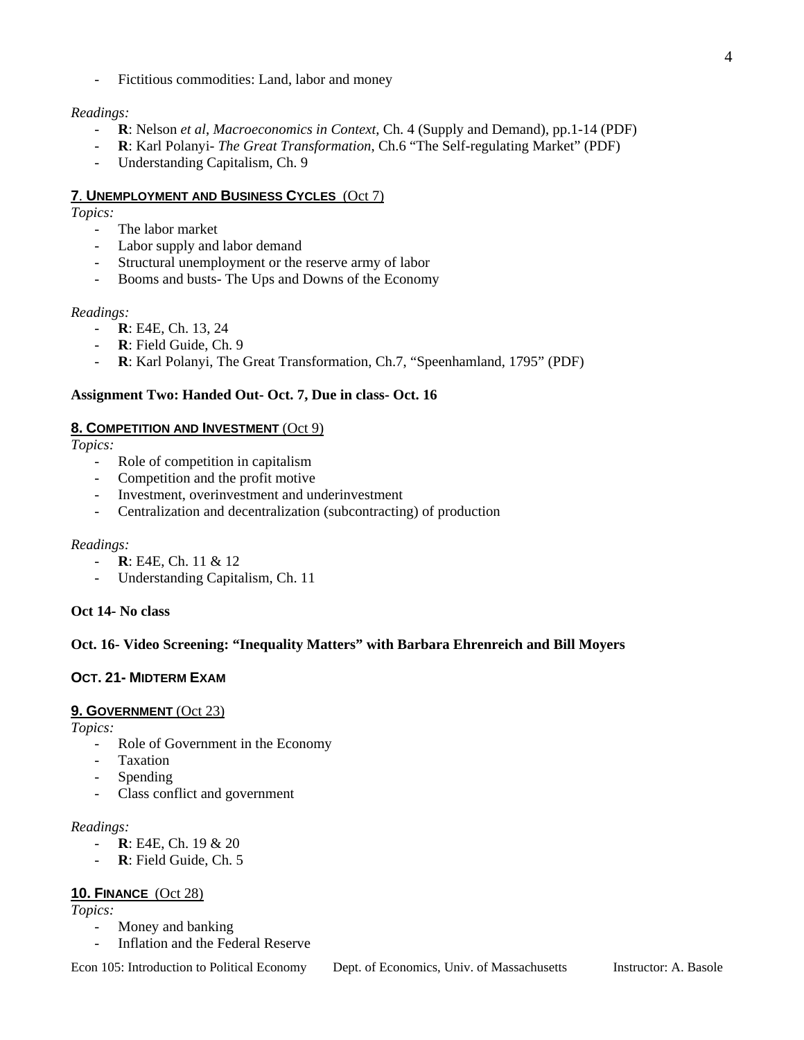- Fictitious commodities: Land, labor and money

*Readings:*

- **R**: Nelson *et al*, *Macroeconomics in Context*, Ch. 4 (Supply and Demand), pp.1-14 (PDF)
- **R**: Karl Polanyi- *The Great Transformation*, Ch.6 "The Self-regulating Market" (PDF)
- Understanding Capitalism, Ch. 9

### 7. UNEMPLOYMENT AND BUSINESS CYCLES (Oct 7)

*Topics:*

- The labor market
- Labor supply and labor demand
- Structural unemployment or the reserve army of labor
- Booms and busts- The Ups and Downs of the Economy

*Readings:*

- **R**: E4E, Ch. 13, 24
- **R**: Field Guide, Ch. 9
- **R**: Karl Polanyi, The Great Transformation, Ch.7, "Speenhamland, 1795" (PDF)

**Assignment Two: Handed Out- Oct. 7, Due in class- Oct. 16**

### 8. COMPETITION AND INVESTMENT (Oct 9)

*Topics:*

- Role of competition in capitalism
- Competition and the profit motive
- Investment, overinvestment and underinvestment
- Centralization and decentralization (subcontracting) of production

*Readings:*

- **R**: E4E, Ch. 11 & 12
- Understanding Capitalism, Ch. 11

**Oct 14- No class**

**Oct. 16- Video Screening: "Inequality Matters" with Barbara Ehrenreich and Bill Moyers**

### OCT. 21- MIDTERM EXAM

### 9. GOVERNMENT (Oct 23)

*Topics:*

- Role of Government in the Economy
- Taxation
- Spending
- Class conflict and government

*Readings:*

- **R**: E4E, Ch. 19 & 20
- **R**: Field Guide, Ch. 5

### 10. FINANCE (Oct 28)

*Topics:*

- Money and banking
- Inflation and the Federal Reserve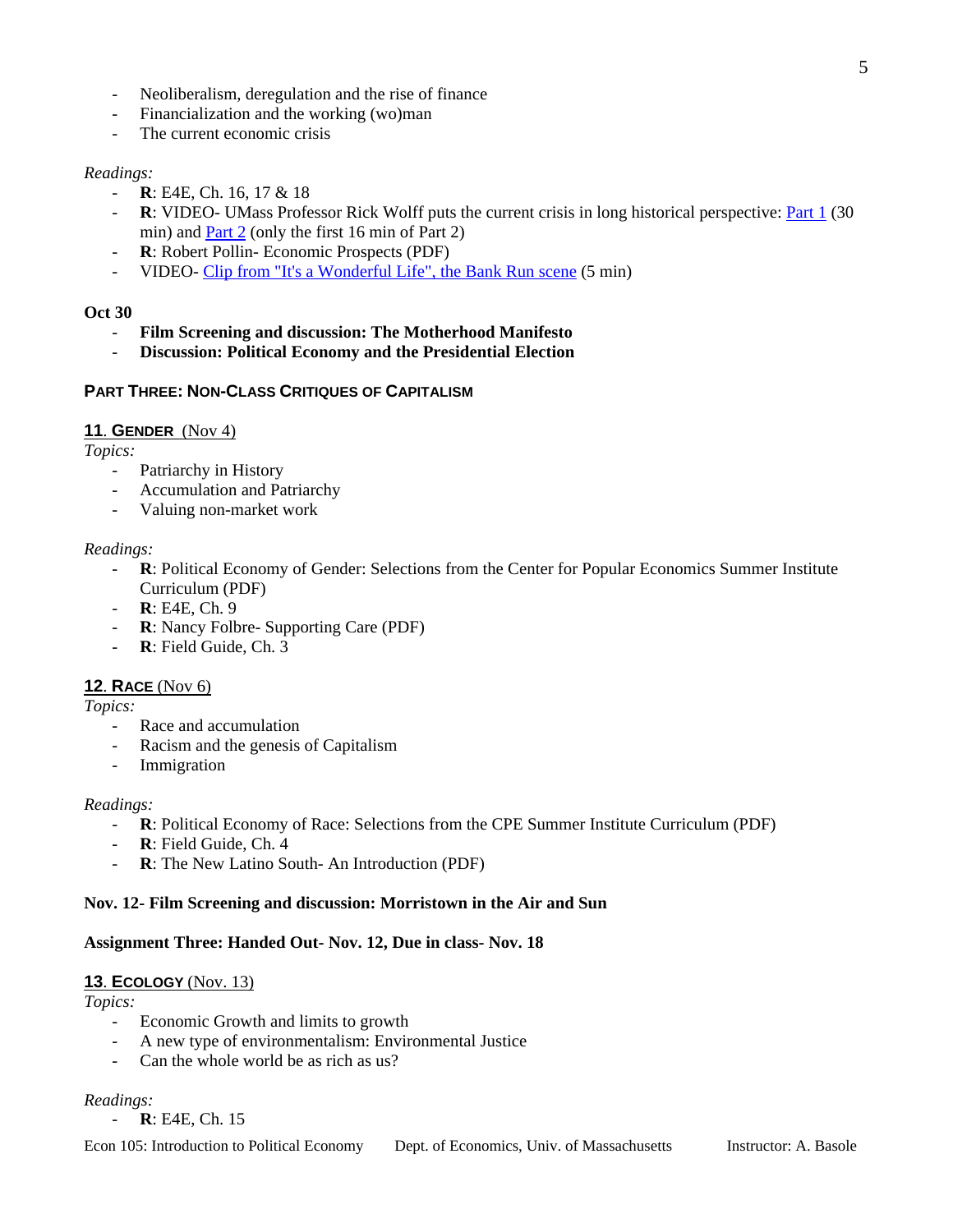- Neoliberalism, deregulation and the rise of finance
- Financialization and the working (wo)man
- The current economic crisis

*Readings:*

- **R**: E4E, Ch. 16, 17 & 18
- **R**: VIDEO- UMass Professor Rick Wolff puts the current crisis in long historical perspective: Part 1 (30 min) and Part 2 (only the first 16 min of Part 2)
- **R**: Robert Pollin- Economic Prospects (PDF)
- VIDEO- Clip from "It's a Wonderful Life", the Bank Run scene (5 min)

**Oct 30**

- **Film Screening and discussion: The Motherhood Manifesto**
- **Discussion: Political Economy and the Presidential Election**

## PART THREE: NON-CLASS CRITIQUES OF CAPITALISM

### 11. GENDER (Nov 4)

*Topics:*

- Patriarchy in History
- Accumulation and Patriarchy
- Valuing non-market work

*Readings:*

- **R**: Political Economy of Gender: Selections from the Center for Popular Economics Summer Institute Curriculum (PDF)
- **R**: E4E, Ch. 9
- **R**: Nancy Folbre- Supporting Care (PDF)
- **R**: Field Guide, Ch. 3

### 12. RACE (Nov 6)

*Topics:*

- Race and accumulation
- Racism and the genesis of Capitalism
- Immigration

*Readings:*

- **R**: Political Economy of Race: Selections from the CPE Summer Institute Curriculum (PDF)
- **R**: Field Guide, Ch. 4
- **R**: The New Latino South- An Introduction (PDF)

**Nov. 12- Film Screening and discussion: Morristown in the Air and Sun**

**Assignment Three: Handed Out- Nov. 12, Due in class- Nov. 18**

### 13. ECOLOGY (Nov. 13)

*Topics:*

- Economic Growth and limits to growth
- A new type of environmentalism: Environmental Justice
- Can the whole world be as rich as us?

*Readings:*

- **R**: E4E, Ch. 15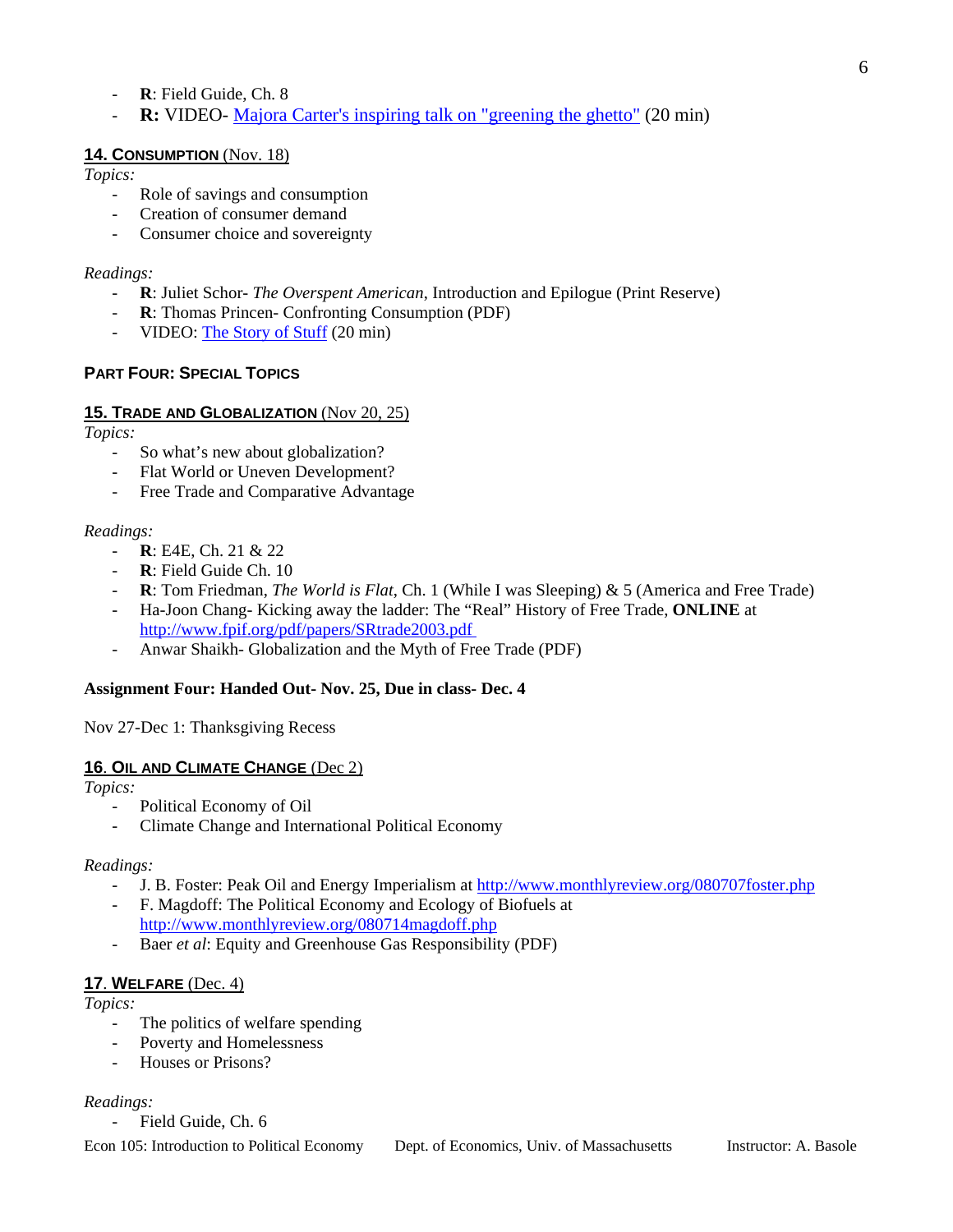- **R**: Field Guide, Ch. 8
- **R:** VIDEO- [Majora Carter's inspiring talk on "greening the ghetto"](#) (20 min)

### 14. CONSUMPTION (Nov. 18)

*Topics:*

- Role of savings and consumption
- Creation of consumer demand
- Consumer choice and sovereignty

*Readings:*

- **R**: Juliet Schor- *The Overspent American*, Introduction and Epilogue (Print Reserve)
- **R**: Thomas Princen- Confronting Consumption (PDF)
- VIDEO: [The Story of Stuff](#) (20 min)

## PART FOUR: SPECIAL TOPICS

### 15. TRADE AND GLOBALIZATION (Nov 20, 25)

*Topics:*

- So what's new about globalization?
- Flat World or Uneven Development?
- Free Trade and Comparative Advantage

*Readings:*

- **R**: E4E, Ch. 21 & 22
- **R**: Field Guide Ch. 10
- **R**: Tom Friedman, *The World is Flat*, Ch. 1 (While I was Sleeping) & 5 (America and Free Trade)
- Ha-Joon Chang- Kicking away the ladder: The "Real" History of Free Trade, **ONLINE** at http://www.fpif.org/pdf/papers/SRtrade2003.pdf
- Anwar Shaikh- Globalization and the Myth of Free Trade (PDF)

**Assignment Four: Handed Out- Nov. 25, Due in class- Dec. 4**

Nov 27-Dec 1: Thanksgiving Recess

### 16. OIL AND CLIMATE CHANGE (Dec 2)

*Topics:*

- Political Economy of Oil
- Climate Change and International Political Economy

*Readings:*

- J. B. Foster: Peak Oil and Energy Imperialism at http://www.monthlyreview.org/080707foster.php
- F. Magdoff: The Political Economy and Ecology of Biofuels at http://www.monthlyreview.org/080714magdoff.php
- Baer *et al*: Equity and Greenhouse Gas Responsibility (PDF)

### 17. WELFARE (Dec. 4)

*Topics:*

- The politics of welfare spending
- Poverty and Homelessness
- Houses or Prisons?

*Readings:*

- Field Guide, Ch. 6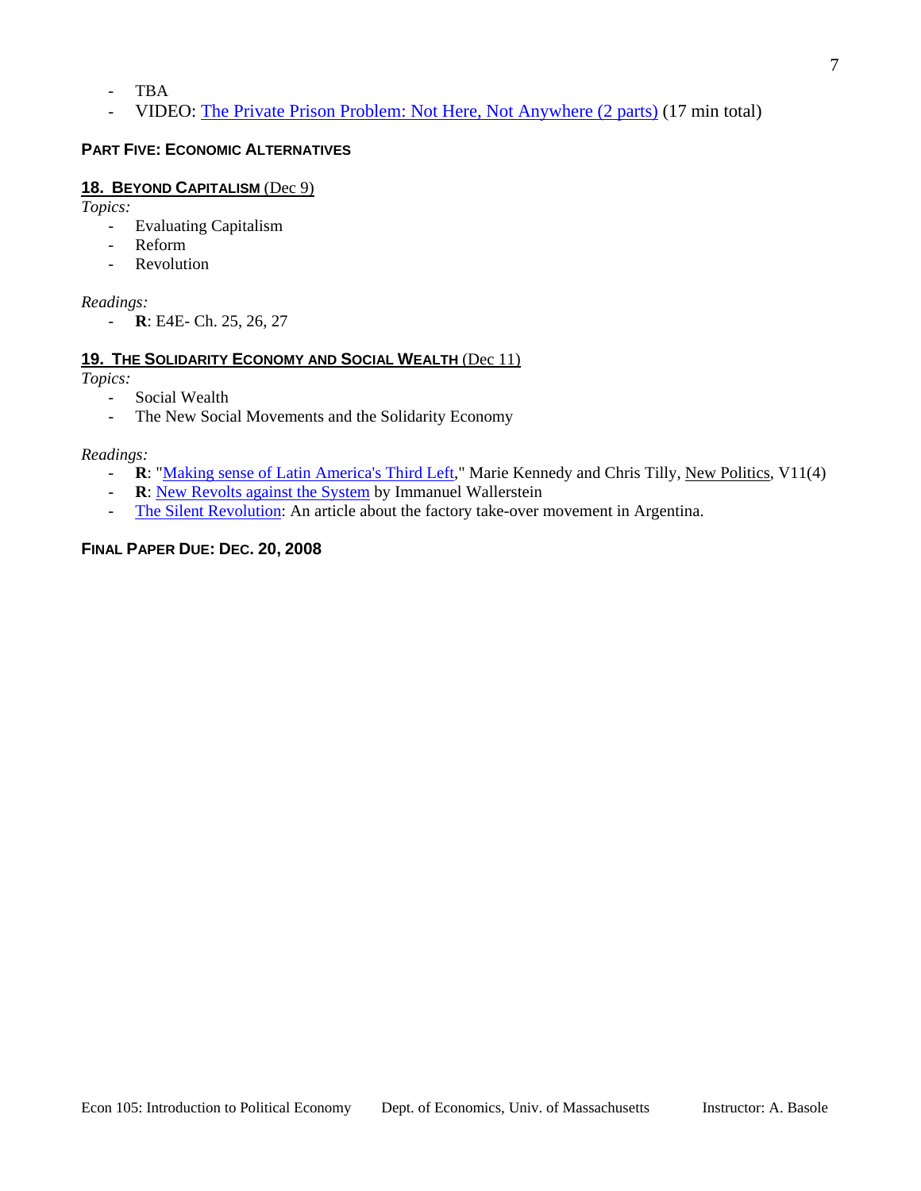- TBA
- VIDEO: The Private Prison Problem: Not Here, Not Anywhere (2 parts) (17 min total)

## PART FIVE: ECONOMIC ALTERNATIVES

### 18. BEYOND CAPITALISM (Dec 9)

*Topics:*

- Evaluating Capitalism
- Reform
- Revolution

*Readings:*

- **R**: E4E- Ch. 25, 26, 27

### 19. THE SOLIDARITY ECONOMY AND SOCIAL WEALTH (Dec 11)

*Topics:*

- Social Wealth
- The New Social Movements and the Solidarity Economy

*Readings:*

- **R**: "Making sense of Latin America's Third Left," Marie Kennedy and Chris Tilly, New Politics, V11(4)
- **R**: New Revolts against the System by Immanuel Wallerstein
- The Silent Revolution: An article about the factory take-over movement in Argentina.

**FINAL PAPER DUE: DEC. 20, 2008**